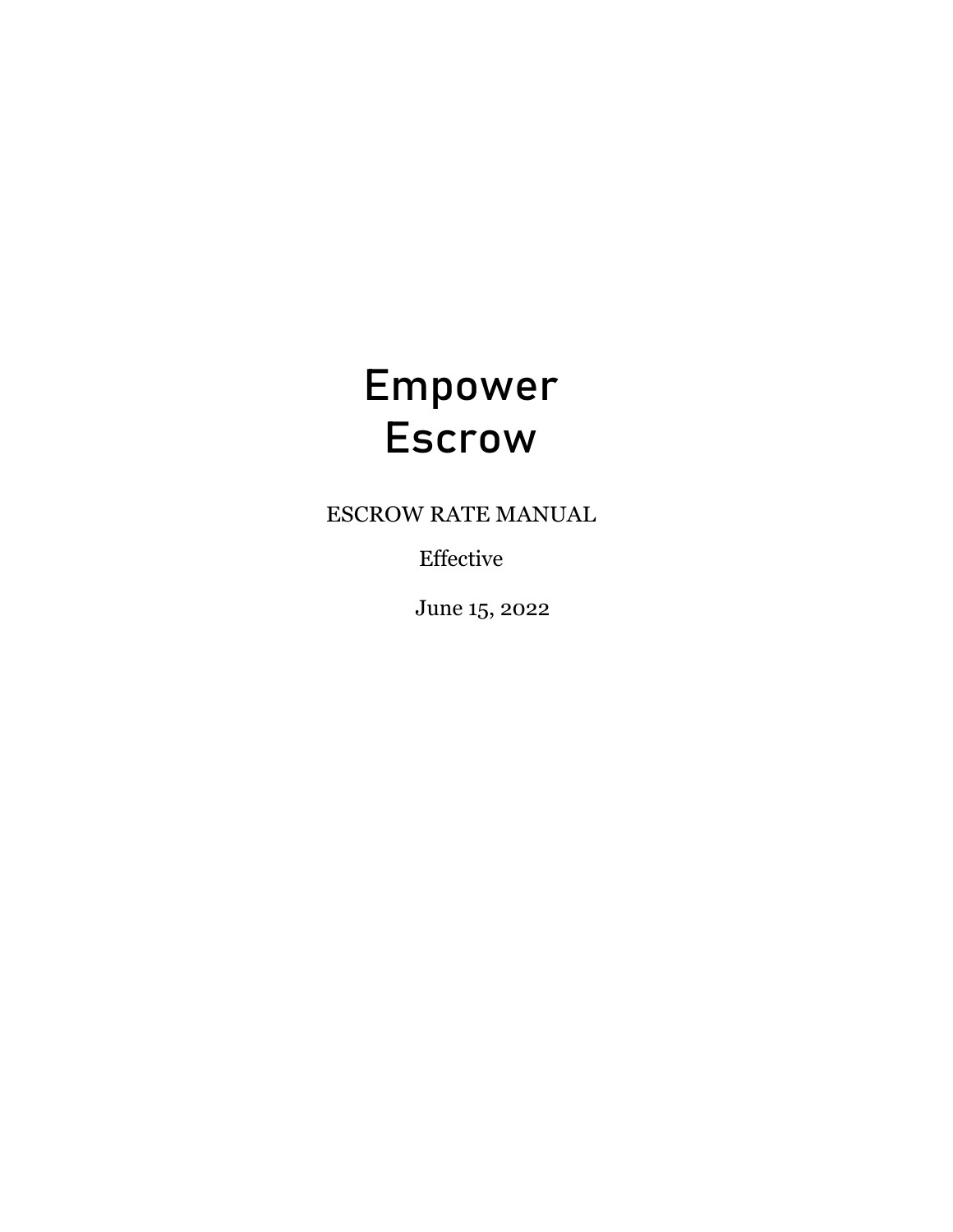# Empower Escrow

ESCROW RATE MANUAL

Effective

June 15, 2022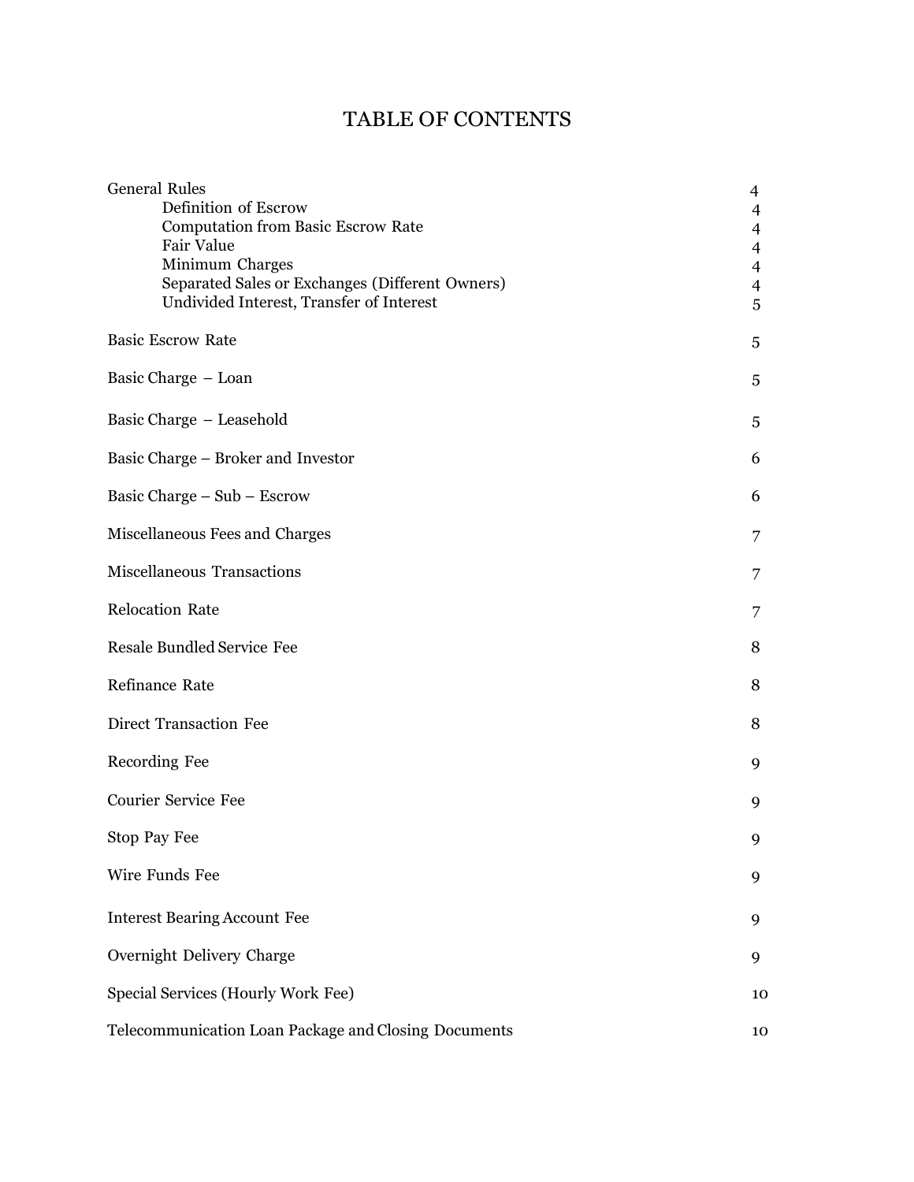# TABLE OF CONTENTS

| | |
|---|---|
| General Rules | 4 |
| &nbsp;&nbsp;&nbsp;&nbsp;Definition of Escrow | 4 |
| &nbsp;&nbsp;&nbsp;&nbsp;Computation from Basic Escrow Rate | 4 |
| &nbsp;&nbsp;&nbsp;&nbsp;Fair Value | 4 |
| &nbsp;&nbsp;&nbsp;&nbsp;Minimum Charges | 4 |
| &nbsp;&nbsp;&nbsp;&nbsp;Separated Sales or Exchanges (Different Owners) | 4 |
| &nbsp;&nbsp;&nbsp;&nbsp;Undivided Interest, Transfer of Interest | 5 |
| Basic Escrow Rate | 5 |
| Basic Charge – Loan | 5 |
| Basic Charge – Leasehold | 5 |
| Basic Charge – Broker and Investor | 6 |
| Basic Charge – Sub – Escrow | 6 |
| Miscellaneous Fees and Charges | 7 |
| Miscellaneous Transactions | 7 |
| Relocation Rate | 7 |
| Resale Bundled Service Fee | 8 |
| Refinance Rate | 8 |
| Direct Transaction Fee | 8 |
| Recording Fee | 9 |
| Courier Service Fee | 9 |
| Stop Pay Fee | 9 |
| Wire Funds Fee | 9 |
| Interest Bearing Account Fee | 9 |
| Overnight Delivery Charge | 9 |
| Special Services (Hourly Work Fee) | 10 |
| Telecommunication Loan Package and Closing Documents | 10 |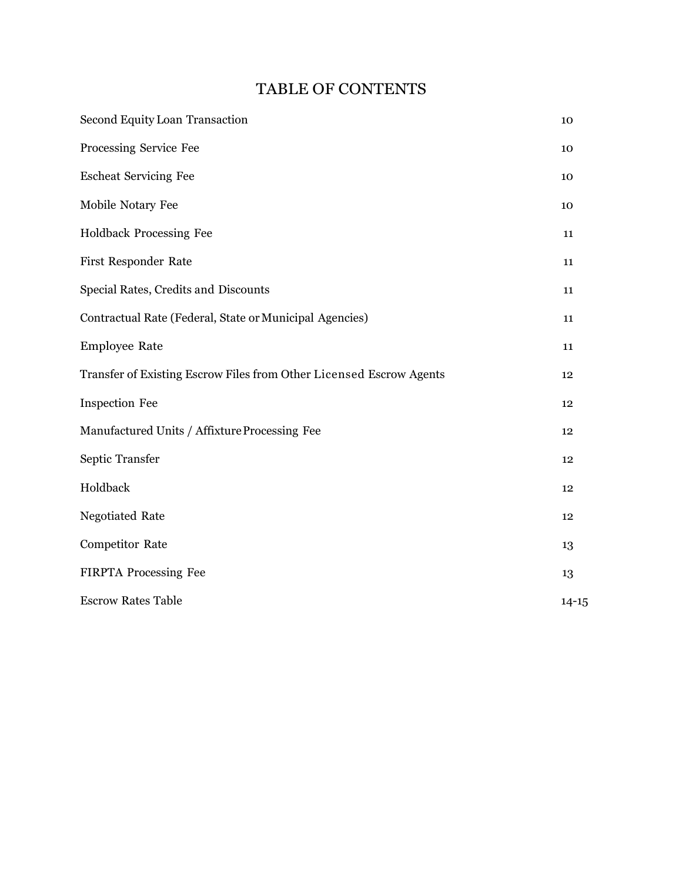# TABLE OF CONTENTS

| | |
|---|---|
| Second Equity Loan Transaction | 10 |
| Processing Service Fee | 10 |
| Escheat Servicing Fee | 10 |
| Mobile Notary Fee | 10 |
| Holdback Processing Fee | 11 |
| First Responder Rate | 11 |
| Special Rates, Credits and Discounts | 11 |
| Contractual Rate (Federal, State or Municipal Agencies) | 11 |
| Employee Rate | 11 |
| Transfer of Existing Escrow Files from Other Licensed Escrow Agents | 12 |
| Inspection Fee | 12 |
| Manufactured Units / Affixture Processing Fee | 12 |
| Septic Transfer | 12 |
| Holdback | 12 |
| Negotiated Rate | 12 |
| Competitor Rate | 13 |
| FIRPTA Processing Fee | 13 |
| Escrow Rates Table | 14-15 |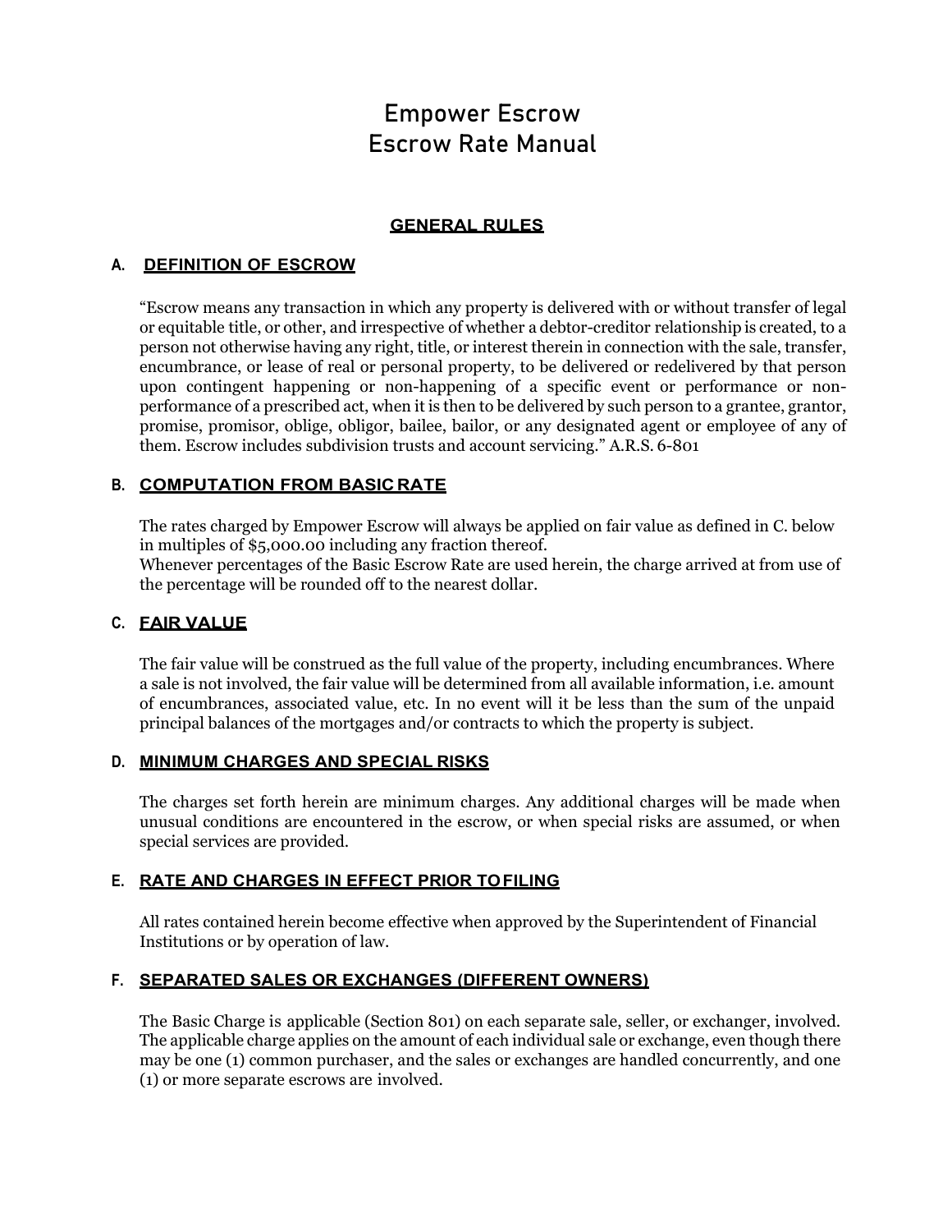# Empower Escrow
# Escrow Rate Manual

## GENERAL RULES

### A. DEFINITION OF ESCROW

"Escrow means any transaction in which any property is delivered with or without transfer of legal or equitable title, or other, and irrespective of whether a debtor-creditor relationship is created, to a person not otherwise having any right, title, or interest therein in connection with the sale, transfer, encumbrance, or lease of real or personal property, to be delivered or redelivered by that person upon contingent happening or non-happening of a specific event or performance or non-performance of a prescribed act, when it is then to be delivered by such person to a grantee, grantor, promise, promisor, oblige, obligor, bailee, bailor, or any designated agent or employee of any of them. Escrow includes subdivision trusts and account servicing." A.R.S. 6-801

### B. COMPUTATION FROM BASIC RATE

The rates charged by Empower Escrow will always be applied on fair value as defined in C. below in multiples of $5,000.00 including any fraction thereof.
Whenever percentages of the Basic Escrow Rate are used herein, the charge arrived at from use of the percentage will be rounded off to the nearest dollar.

### C. FAIR VALUE

The fair value will be construed as the full value of the property, including encumbrances. Where a sale is not involved, the fair value will be determined from all available information, i.e. amount of encumbrances, associated value, etc. In no event will it be less than the sum of the unpaid principal balances of the mortgages and/or contracts to which the property is subject.

### D. MINIMUM CHARGES AND SPECIAL RISKS

The charges set forth herein are minimum charges. Any additional charges will be made when unusual conditions are encountered in the escrow, or when special risks are assumed, or when special services are provided.

### E. RATE AND CHARGES IN EFFECT PRIOR TO FILING

All rates contained herein become effective when approved by the Superintendent of Financial Institutions or by operation of law.

### F. SEPARATED SALES OR EXCHANGES (DIFFERENT OWNERS)

The Basic Charge is applicable (Section 801) on each separate sale, seller, or exchanger, involved. The applicable charge applies on the amount of each individual sale or exchange, even though there may be one (1) common purchaser, and the sales or exchanges are handled concurrently, and one (1) or more separate escrows are involved.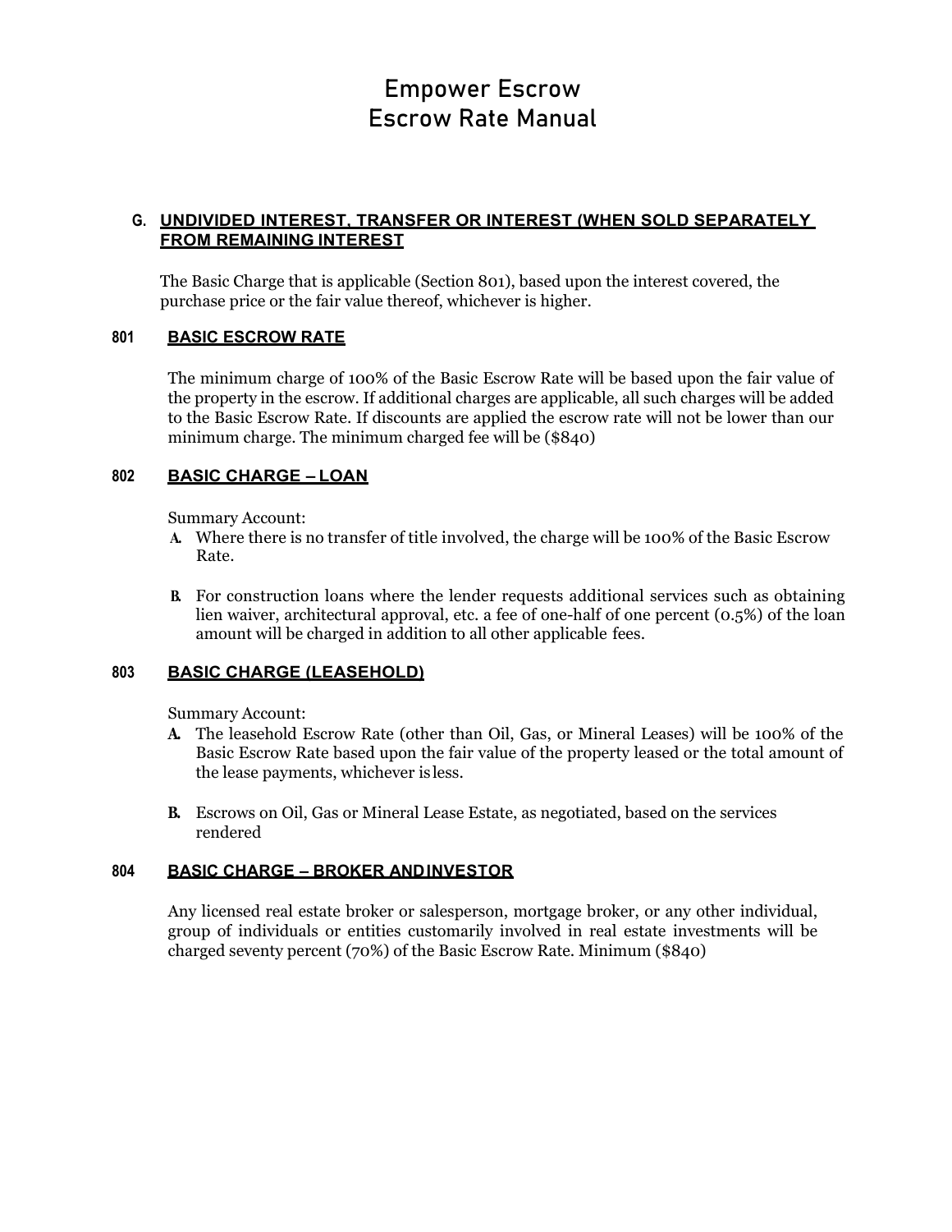# Empower Escrow
# Escrow Rate Manual

### G. UNDIVIDED INTEREST, TRANSFER OR INTEREST (WHEN SOLD SEPARATELY FROM REMAINING INTEREST

The Basic Charge that is applicable (Section 801), based upon the interest covered, the purchase price or the fair value thereof, whichever is higher.

### 801 BASIC ESCROW RATE

The minimum charge of 100% of the Basic Escrow Rate will be based upon the fair value of the property in the escrow. If additional charges are applicable, all such charges will be added to the Basic Escrow Rate. If discounts are applied the escrow rate will not be lower than our minimum charge. The minimum charged fee will be ($840)

### 802 BASIC CHARGE – LOAN

Summary Account:

A. Where there is no transfer of title involved, the charge will be 100% of the Basic Escrow Rate.

B. For construction loans where the lender requests additional services such as obtaining lien waiver, architectural approval, etc. a fee of one-half of one percent (0.5%) of the loan amount will be charged in addition to all other applicable fees.

### 803 BASIC CHARGE (LEASEHOLD)

Summary Account:

A. The leasehold Escrow Rate (other than Oil, Gas, or Mineral Leases) will be 100% of the Basic Escrow Rate based upon the fair value of the property leased or the total amount of the lease payments, whichever is less.

B. Escrows on Oil, Gas or Mineral Lease Estate, as negotiated, based on the services rendered

### 804 BASIC CHARGE – BROKER AND INVESTOR

Any licensed real estate broker or salesperson, mortgage broker, or any other individual, group of individuals or entities customarily involved in real estate investments will be charged seventy percent (70%) of the Basic Escrow Rate. Minimum ($840)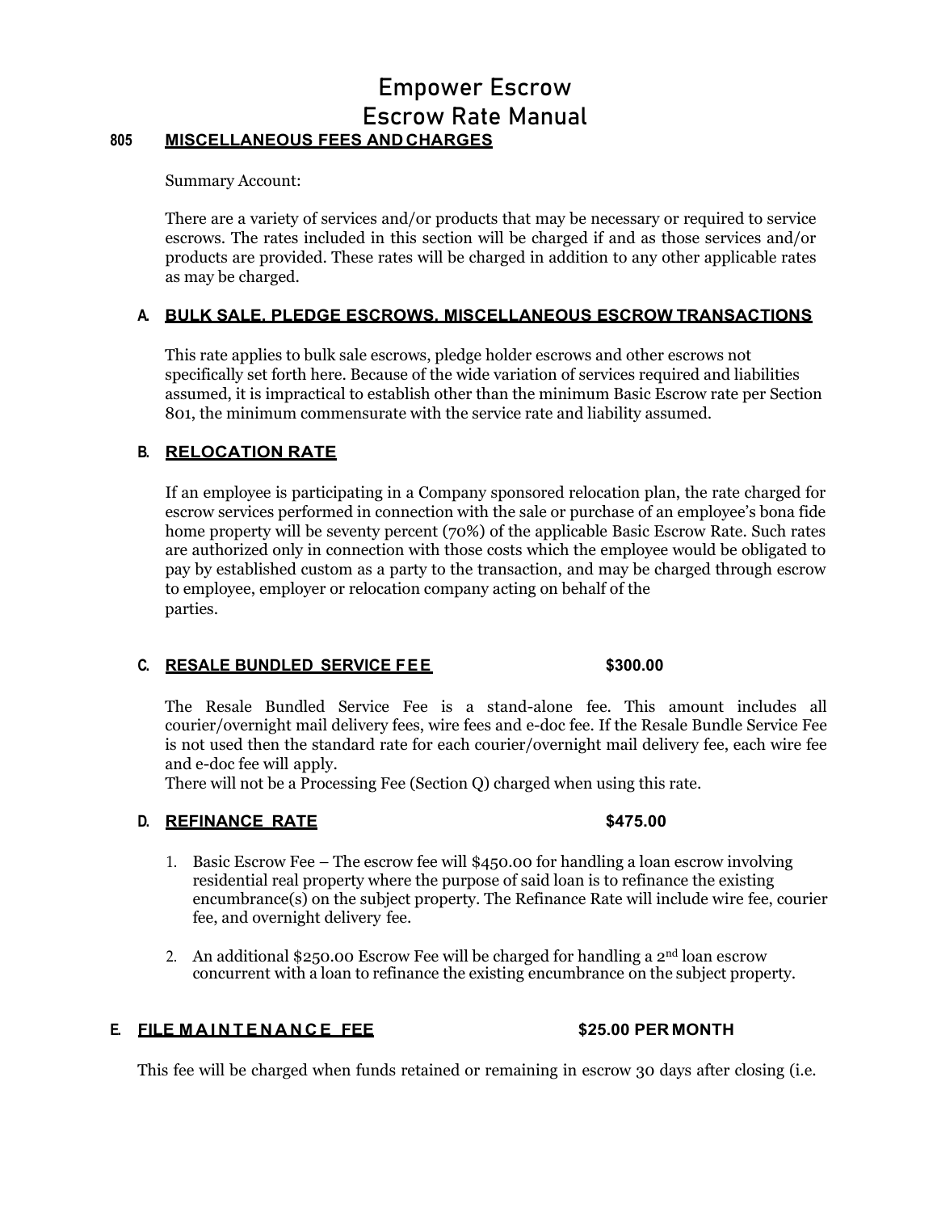# Empower Escrow
# Escrow Rate Manual

## 805 MISCELLANEOUS FEES AND CHARGES

Summary Account:

There are a variety of services and/or products that may be necessary or required to service escrows. The rates included in this section will be charged if and as those services and/or products are provided. These rates will be charged in addition to any other applicable rates as may be charged.

### A. BULK SALE, PLEDGE ESCROWS, MISCELLANEOUS ESCROW TRANSACTIONS

This rate applies to bulk sale escrows, pledge holder escrows and other escrows not specifically set forth here. Because of the wide variation of services required and liabilities assumed, it is impractical to establish other than the minimum Basic Escrow rate per Section 801, the minimum commensurate with the service rate and liability assumed.

### B. RELOCATION RATE

If an employee is participating in a Company sponsored relocation plan, the rate charged for escrow services performed in connection with the sale or purchase of an employee's bona fide home property will be seventy percent (70%) of the applicable Basic Escrow Rate. Such rates are authorized only in connection with those costs which the employee would be obligated to pay by established custom as a party to the transaction, and may be charged through escrow to employee, employer or relocation company acting on behalf of the parties.

### C. RESALE BUNDLED SERVICE FEE — $300.00

The Resale Bundled Service Fee is a stand-alone fee. This amount includes all courier/overnight mail delivery fees, wire fees and e-doc fee. If the Resale Bundle Service Fee is not used then the standard rate for each courier/overnight mail delivery fee, each wire fee and e-doc fee will apply.
There will not be a Processing Fee (Section Q) charged when using this rate.

### D. REFINANCE RATE — $475.00

1. Basic Escrow Fee – The escrow fee will $450.00 for handling a loan escrow involving residential real property where the purpose of said loan is to refinance the existing encumbrance(s) on the subject property. The Refinance Rate will include wire fee, courier fee, and overnight delivery fee.

2. An additional $250.00 Escrow Fee will be charged for handling a 2nd loan escrow concurrent with a loan to refinance the existing encumbrance on the subject property.

### E. FILE MAINTENANCE FEE — $25.00 PER MONTH

This fee will be charged when funds retained or remaining in escrow 30 days after closing (i.e.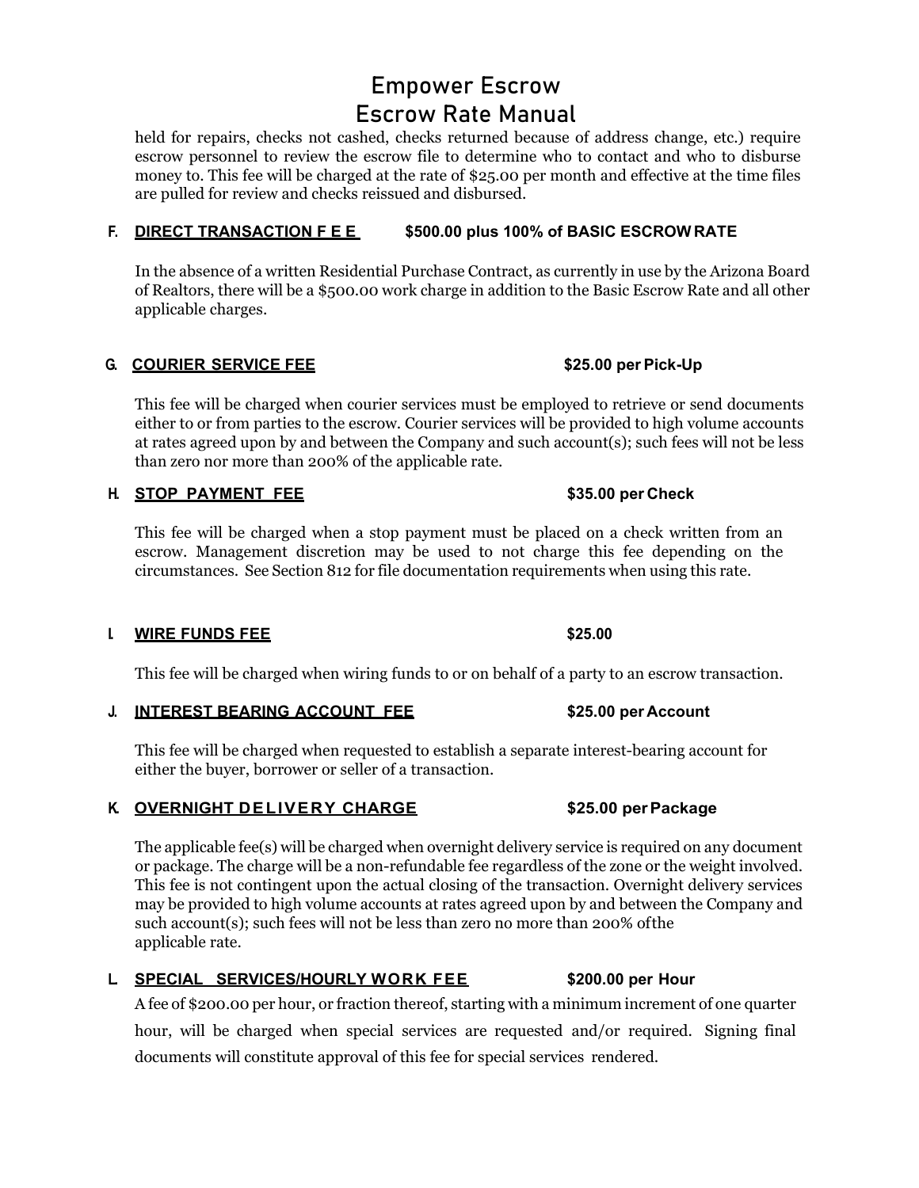held for repairs, checks not cashed, checks returned because of address change, etc.) require escrow personnel to review the escrow file to determine who to contact and who to disburse money to. This fee will be charged at the rate of $25.00 per month and effective at the time files are pulled for review and checks reissued and disbursed.

**F. <u>DIRECT TRANSACTION FEE</u> — $500.00 plus 100% of BASIC ESCROW RATE**

In the absence of a written Residential Purchase Contract, as currently in use by the Arizona Board of Realtors, there will be a $500.00 work charge in addition to the Basic Escrow Rate and all other applicable charges.

**G. <u>COURIER SERVICE FEE</u> — $25.00 per Pick-Up**

This fee will be charged when courier services must be employed to retrieve or send documents either to or from parties to the escrow. Courier services will be provided to high volume accounts at rates agreed upon by and between the Company and such account(s); such fees will not be less than zero nor more than 200% of the applicable rate.

**H. <u>STOP PAYMENT FEE</u> — $35.00 per Check**

This fee will be charged when a stop payment must be placed on a check written from an escrow. Management discretion may be used to not charge this fee depending on the circumstances. See Section 812 for file documentation requirements when using this rate.

**I. <u>WIRE FUNDS FEE</u> — $25.00**

This fee will be charged when wiring funds to or on behalf of a party to an escrow transaction.

**J. <u>INTEREST BEARING ACCOUNT FEE</u> — $25.00 per Account**

This fee will be charged when requested to establish a separate interest-bearing account for either the buyer, borrower or seller of a transaction.

**K. <u>OVERNIGHT DELIVERY CHARGE</u> — $25.00 per Package**

The applicable fee(s) will be charged when overnight delivery service is required on any document or package. The charge will be a non-refundable fee regardless of the zone or the weight involved. This fee is not contingent upon the actual closing of the transaction. Overnight delivery services may be provided to high volume accounts at rates agreed upon by and between the Company and such account(s); such fees will not be less than zero no more than 200% of the applicable rate.

**L. <u>SPECIAL SERVICES/HOURLY WORK FEE</u> — $200.00 per Hour**

A fee of $200.00 per hour, or fraction thereof, starting with a minimum increment of one quarter hour, will be charged when special services are requested and/or required. Signing final documents will constitute approval of this fee for special services rendered.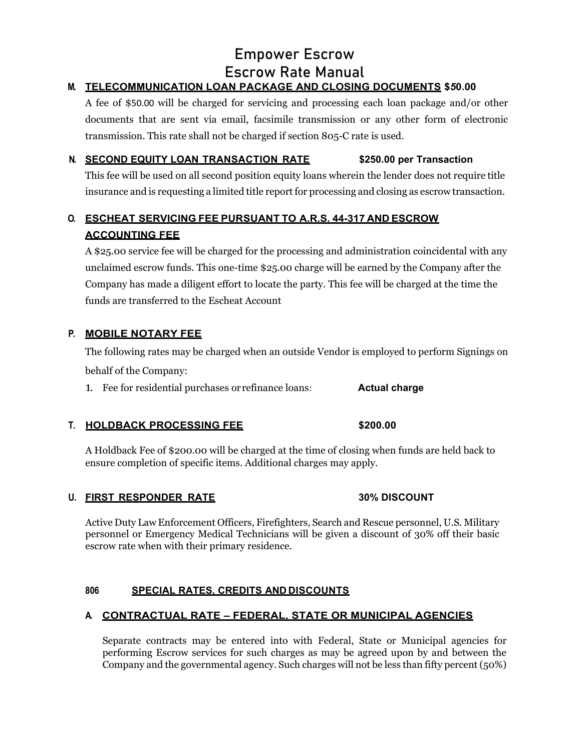# Empower Escrow
# Escrow Rate Manual

**M. TELECOMMUNICATION LOAN PACKAGE AND CLOSING DOCUMENTS $50.00**

A fee of $50.00 will be charged for servicing and processing each loan package and/or other documents that are sent via email, facsimile transmission or any other form of electronic transmission. This rate shall not be charged if section 805-C rate is used.

**N. SECOND EQUITY LOAN TRANSACTION RATE — $250.00 per Transaction**

This fee will be used on all second position equity loans wherein the lender does not require title insurance and is requesting a limited title report for processing and closing as escrow transaction.

**O. ESCHEAT SERVICING FEE PURSUANT TO A.R.S. 44-317 AND ESCROW ACCOUNTING FEE**

A $25.00 service fee will be charged for the processing and administration coincidental with any unclaimed escrow funds. This one-time $25.00 charge will be earned by the Company after the Company has made a diligent effort to locate the party. This fee will be charged at the time the funds are transferred to the Escheat Account

**P. MOBILE NOTARY FEE**

The following rates may be charged when an outside Vendor is employed to perform Signings on behalf of the Company:

1. Fee for residential purchases or refinance loans: **Actual charge**

**T. HOLDBACK PROCESSING FEE — $200.00**

A Holdback Fee of $200.00 will be charged at the time of closing when funds are held back to ensure completion of specific items. Additional charges may apply.

**U. FIRST RESPONDER RATE — 30% DISCOUNT**

Active Duty Law Enforcement Officers, Firefighters, Search and Rescue personnel, U.S. Military personnel or Emergency Medical Technicians will be given a discount of 30% off their basic escrow rate when with their primary residence.

## 806 SPECIAL RATES, CREDITS AND DISCOUNTS

**A. CONTRACTUAL RATE – FEDERAL, STATE OR MUNICIPAL AGENCIES**

Separate contracts may be entered into with Federal, State or Municipal agencies for performing Escrow services for such charges as may be agreed upon by and between the Company and the governmental agency. Such charges will not be less than fifty percent (50%)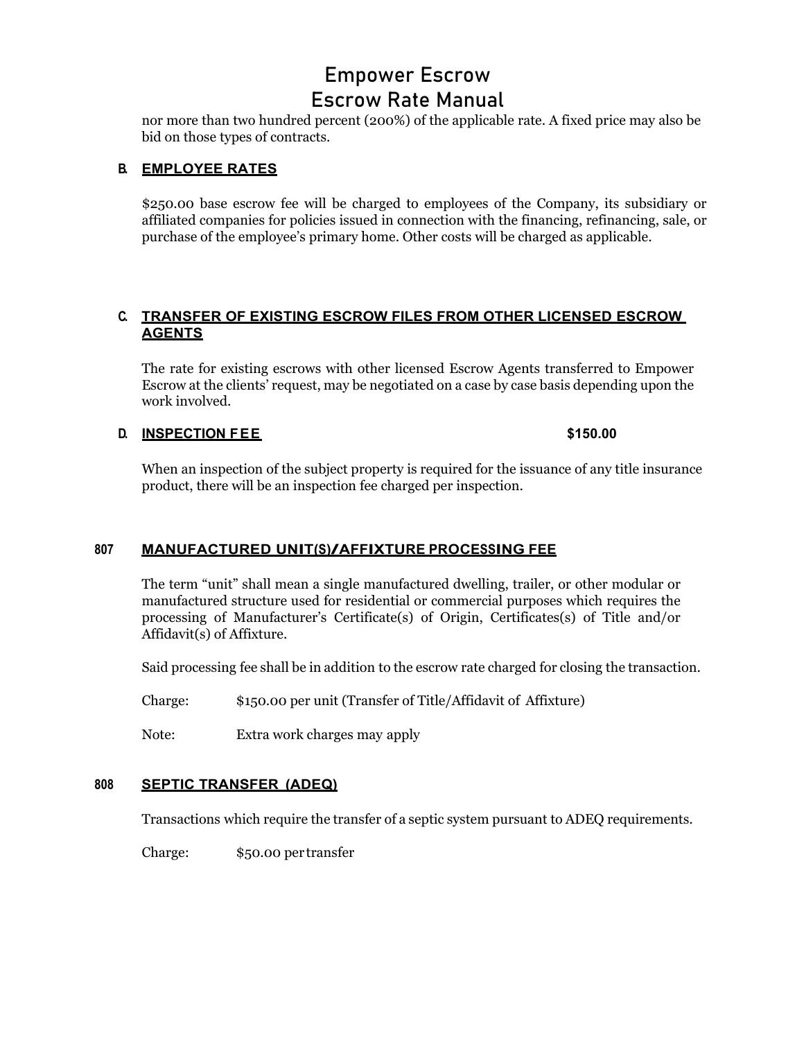nor more than two hundred percent (200%) of the applicable rate. A fixed price may also be bid on those types of contracts.

### B. EMPLOYEE RATES

$250.00 base escrow fee will be charged to employees of the Company, its subsidiary or affiliated companies for policies issued in connection with the financing, refinancing, sale, or purchase of the employee's primary home. Other costs will be charged as applicable.

### C. TRANSFER OF EXISTING ESCROW FILES FROM OTHER LICENSED ESCROW AGENTS

The rate for existing escrows with other licensed Escrow Agents transferred to Empower Escrow at the clients' request, may be negotiated on a case by case basis depending upon the work involved.

### D. INSPECTION FEE — $150.00

When an inspection of the subject property is required for the issuance of any title insurance product, there will be an inspection fee charged per inspection.

## 807 MANUFACTURED UNIT(S)/AFFIXTURE PROCESSING FEE

The term "unit" shall mean a single manufactured dwelling, trailer, or other modular or manufactured structure used for residential or commercial purposes which requires the processing of Manufacturer's Certificate(s) of Origin, Certificates(s) of Title and/or Affidavit(s) of Affixture.

Said processing fee shall be in addition to the escrow rate charged for closing the transaction.

Charge: $150.00 per unit (Transfer of Title/Affidavit of Affixture)

Note: Extra work charges may apply

## 808 SEPTIC TRANSFER (ADEQ)

Transactions which require the transfer of a septic system pursuant to ADEQ requirements.

Charge: $50.00 per transfer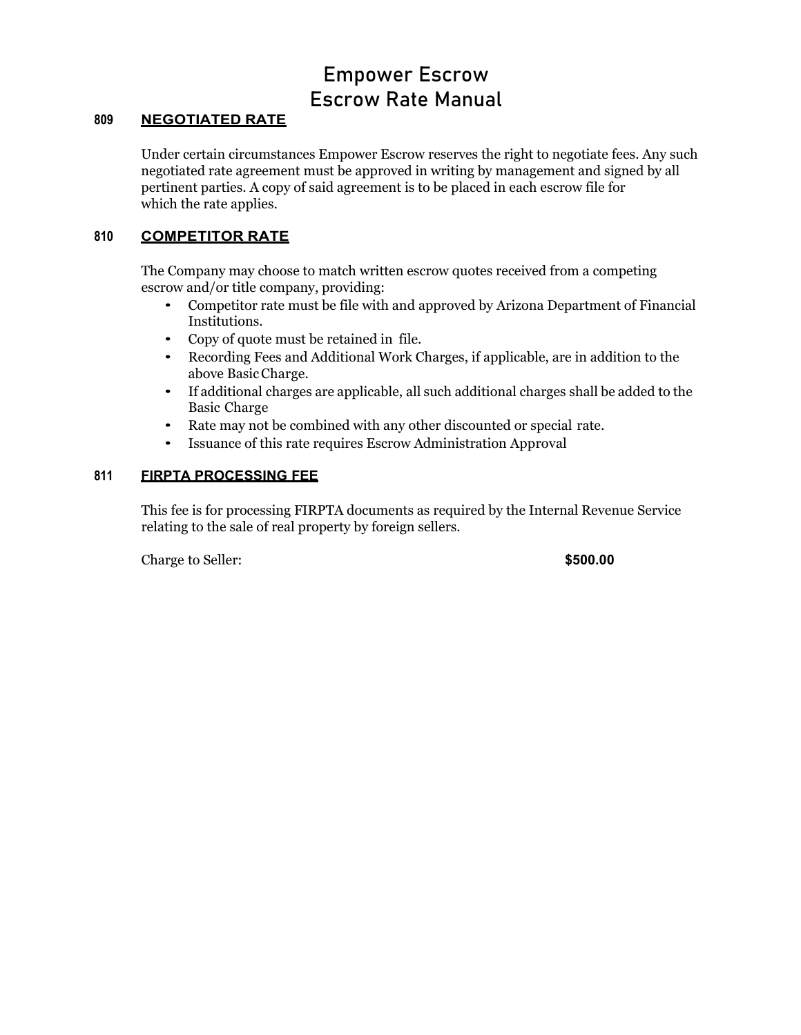# Empower Escrow
# Escrow Rate Manual

## 809 NEGOTIATED RATE

Under certain circumstances Empower Escrow reserves the right to negotiate fees. Any such negotiated rate agreement must be approved in writing by management and signed by all pertinent parties. A copy of said agreement is to be placed in each escrow file for which the rate applies.

## 810 COMPETITOR RATE

The Company may choose to match written escrow quotes received from a competing escrow and/or title company, providing:

- Competitor rate must be file with and approved by Arizona Department of Financial Institutions.
- Copy of quote must be retained in file.
- Recording Fees and Additional Work Charges, if applicable, are in addition to the above Basic Charge.
- If additional charges are applicable, all such additional charges shall be added to the Basic Charge
- Rate may not be combined with any other discounted or special rate.
- Issuance of this rate requires Escrow Administration Approval

## 811 FIRPTA PROCESSING FEE

This fee is for processing FIRPTA documents as required by the Internal Revenue Service relating to the sale of real property by foreign sellers.

Charge to Seller: **$500.00**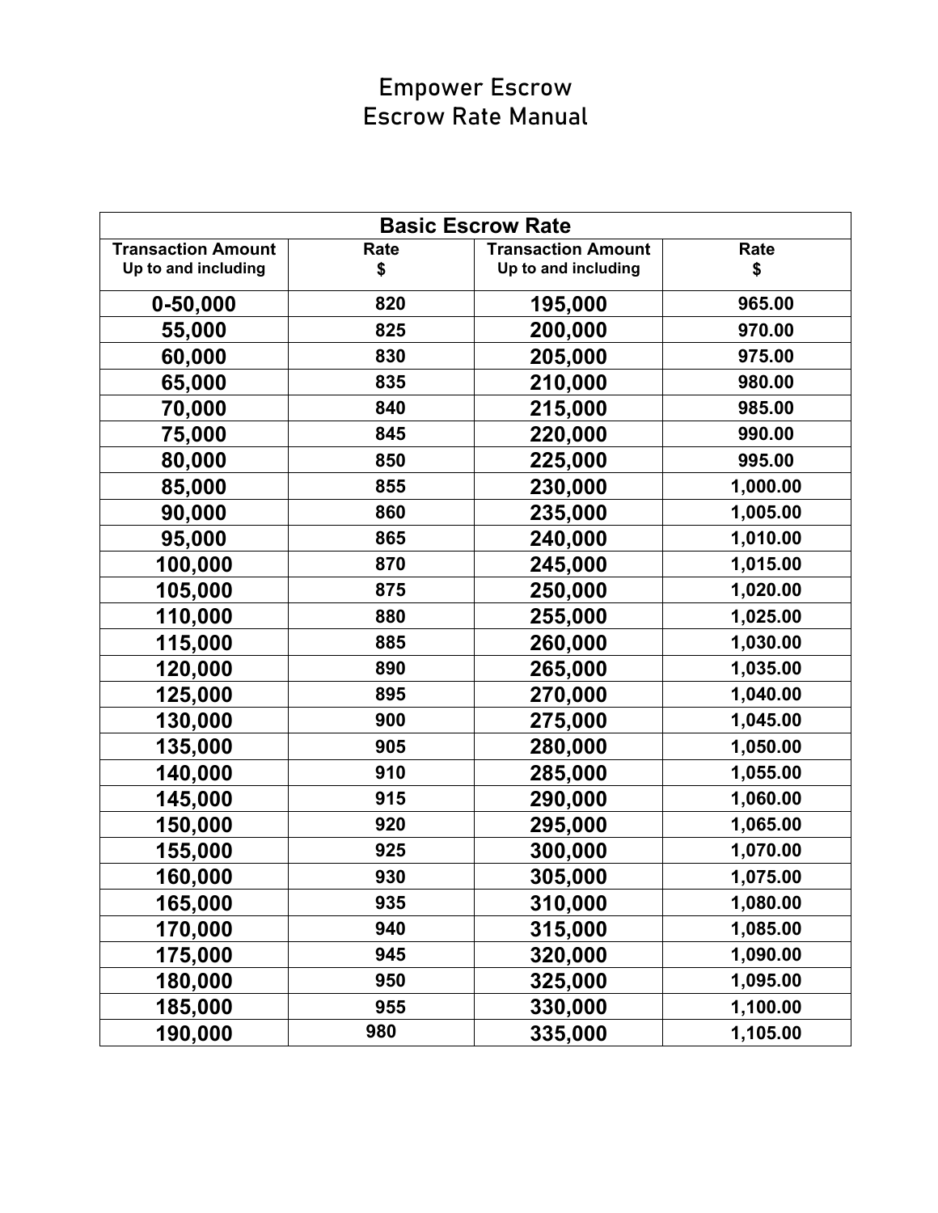# Empower Escrow
## Escrow Rate Manual

| Basic Escrow Rate | | | |
|---|---|---|---|
| **Transaction Amount** Up to and including | **Rate** $ | **Transaction Amount** Up to and including | **Rate** $ |
| 0-50,000 | 820 | 195,000 | 965.00 |
| 55,000 | 825 | 200,000 | 970.00 |
| 60,000 | 830 | 205,000 | 975.00 |
| 65,000 | 835 | 210,000 | 980.00 |
| 70,000 | 840 | 215,000 | 985.00 |
| 75,000 | 845 | 220,000 | 990.00 |
| 80,000 | 850 | 225,000 | 995.00 |
| 85,000 | 855 | 230,000 | 1,000.00 |
| 90,000 | 860 | 235,000 | 1,005.00 |
| 95,000 | 865 | 240,000 | 1,010.00 |
| 100,000 | 870 | 245,000 | 1,015.00 |
| 105,000 | 875 | 250,000 | 1,020.00 |
| 110,000 | 880 | 255,000 | 1,025.00 |
| 115,000 | 885 | 260,000 | 1,030.00 |
| 120,000 | 890 | 265,000 | 1,035.00 |
| 125,000 | 895 | 270,000 | 1,040.00 |
| 130,000 | 900 | 275,000 | 1,045.00 |
| 135,000 | 905 | 280,000 | 1,050.00 |
| 140,000 | 910 | 285,000 | 1,055.00 |
| 145,000 | 915 | 290,000 | 1,060.00 |
| 150,000 | 920 | 295,000 | 1,065.00 |
| 155,000 | 925 | 300,000 | 1,070.00 |
| 160,000 | 930 | 305,000 | 1,075.00 |
| 165,000 | 935 | 310,000 | 1,080.00 |
| 170,000 | 940 | 315,000 | 1,085.00 |
| 175,000 | 945 | 320,000 | 1,090.00 |
| 180,000 | 950 | 325,000 | 1,095.00 |
| 185,000 | 955 | 330,000 | 1,100.00 |
| 190,000 | 980 | 335,000 | 1,105.00 |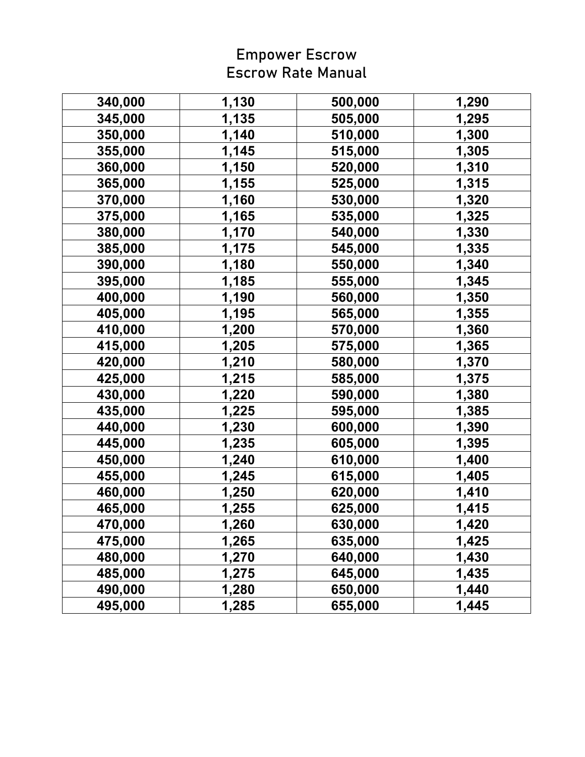# Empower Escrow
## Escrow Rate Manual

| | | | |
|---|---|---|---|
| **340,000** | **1,130** | **500,000** | **1,290** |
| **345,000** | **1,135** | **505,000** | **1,295** |
| **350,000** | **1,140** | **510,000** | **1,300** |
| **355,000** | **1,145** | **515,000** | **1,305** |
| **360,000** | **1,150** | **520,000** | **1,310** |
| **365,000** | **1,155** | **525,000** | **1,315** |
| **370,000** | **1,160** | **530,000** | **1,320** |
| **375,000** | **1,165** | **535,000** | **1,325** |
| **380,000** | **1,170** | **540,000** | **1,330** |
| **385,000** | **1,175** | **545,000** | **1,335** |
| **390,000** | **1,180** | **550,000** | **1,340** |
| **395,000** | **1,185** | **555,000** | **1,345** |
| **400,000** | **1,190** | **560,000** | **1,350** |
| **405,000** | **1,195** | **565,000** | **1,355** |
| **410,000** | **1,200** | **570,000** | **1,360** |
| **415,000** | **1,205** | **575,000** | **1,365** |
| **420,000** | **1,210** | **580,000** | **1,370** |
| **425,000** | **1,215** | **585,000** | **1,375** |
| **430,000** | **1,220** | **590,000** | **1,380** |
| **435,000** | **1,225** | **595,000** | **1,385** |
| **440,000** | **1,230** | **600,000** | **1,390** |
| **445,000** | **1,235** | **605,000** | **1,395** |
| **450,000** | **1,240** | **610,000** | **1,400** |
| **455,000** | **1,245** | **615,000** | **1,405** |
| **460,000** | **1,250** | **620,000** | **1,410** |
| **465,000** | **1,255** | **625,000** | **1,415** |
| **470,000** | **1,260** | **630,000** | **1,420** |
| **475,000** | **1,265** | **635,000** | **1,425** |
| **480,000** | **1,270** | **640,000** | **1,430** |
| **485,000** | **1,275** | **645,000** | **1,435** |
| **490,000** | **1,280** | **650,000** | **1,440** |
| **495,000** | **1,285** | **655,000** | **1,445** |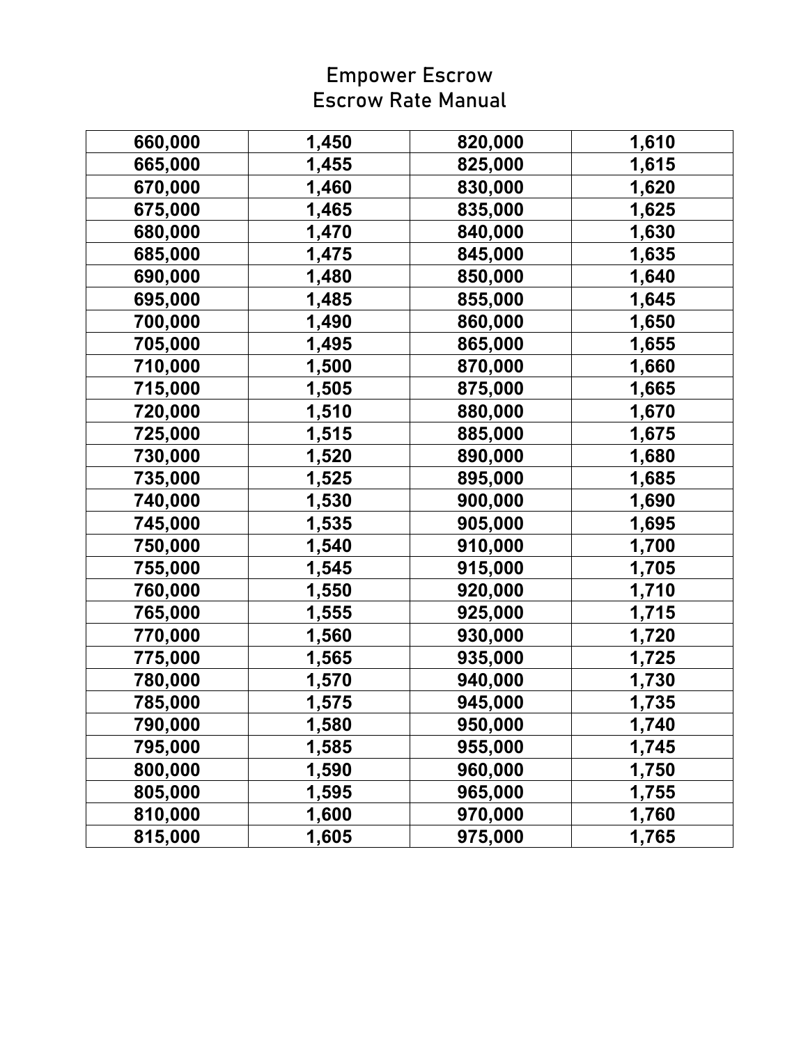# Empower Escrow
## Escrow Rate Manual

| | | | |
|---|---|---|---|
| 660,000 | 1,450 | 820,000 | 1,610 |
| 665,000 | 1,455 | 825,000 | 1,615 |
| 670,000 | 1,460 | 830,000 | 1,620 |
| 675,000 | 1,465 | 835,000 | 1,625 |
| 680,000 | 1,470 | 840,000 | 1,630 |
| 685,000 | 1,475 | 845,000 | 1,635 |
| 690,000 | 1,480 | 850,000 | 1,640 |
| 695,000 | 1,485 | 855,000 | 1,645 |
| 700,000 | 1,490 | 860,000 | 1,650 |
| 705,000 | 1,495 | 865,000 | 1,655 |
| 710,000 | 1,500 | 870,000 | 1,660 |
| 715,000 | 1,505 | 875,000 | 1,665 |
| 720,000 | 1,510 | 880,000 | 1,670 |
| 725,000 | 1,515 | 885,000 | 1,675 |
| 730,000 | 1,520 | 890,000 | 1,680 |
| 735,000 | 1,525 | 895,000 | 1,685 |
| 740,000 | 1,530 | 900,000 | 1,690 |
| 745,000 | 1,535 | 905,000 | 1,695 |
| 750,000 | 1,540 | 910,000 | 1,700 |
| 755,000 | 1,545 | 915,000 | 1,705 |
| 760,000 | 1,550 | 920,000 | 1,710 |
| 765,000 | 1,555 | 925,000 | 1,715 |
| 770,000 | 1,560 | 930,000 | 1,720 |
| 775,000 | 1,565 | 935,000 | 1,725 |
| 780,000 | 1,570 | 940,000 | 1,730 |
| 785,000 | 1,575 | 945,000 | 1,735 |
| 790,000 | 1,580 | 950,000 | 1,740 |
| 795,000 | 1,585 | 955,000 | 1,745 |
| 800,000 | 1,590 | 960,000 | 1,750 |
| 805,000 | 1,595 | 965,000 | 1,755 |
| 810,000 | 1,600 | 970,000 | 1,760 |
| 815,000 | 1,605 | 975,000 | 1,765 |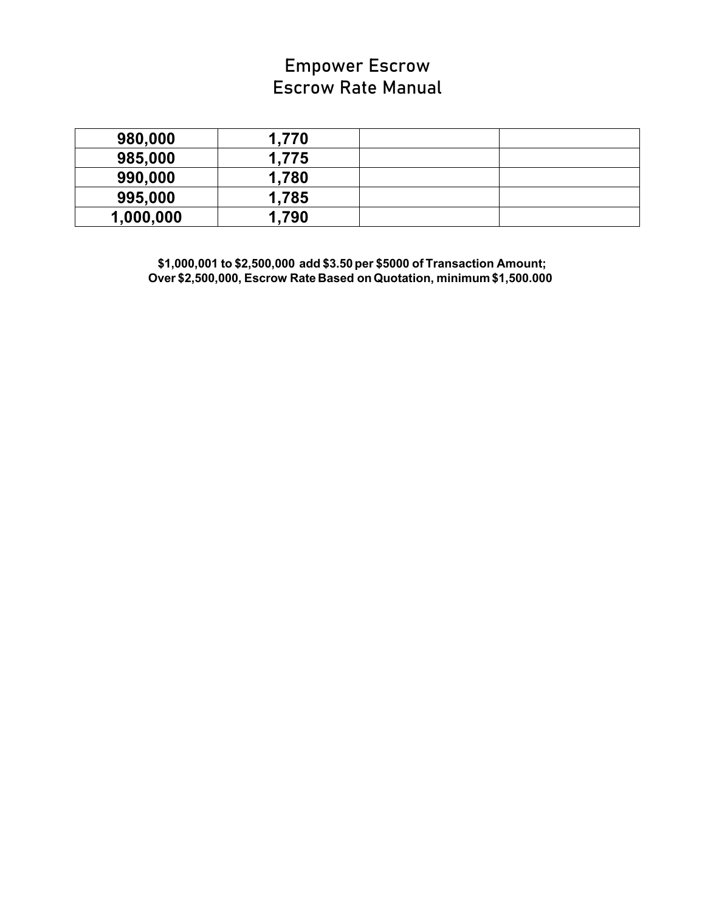# Empower Escrow
## Escrow Rate Manual

| | | | |
|---|---|---|---|
| **980,000** | **1,770** | | |
| **985,000** | **1,775** | | |
| **990,000** | **1,780** | | |
| **995,000** | **1,785** | | |
| **1,000,000** | **1,790** | | |

**$1,000,001 to $2,500,000 add $3.50 per $5000 of Transaction Amount;**
**Over $2,500,000, Escrow Rate Based on Quotation, minimum $1,500.000**